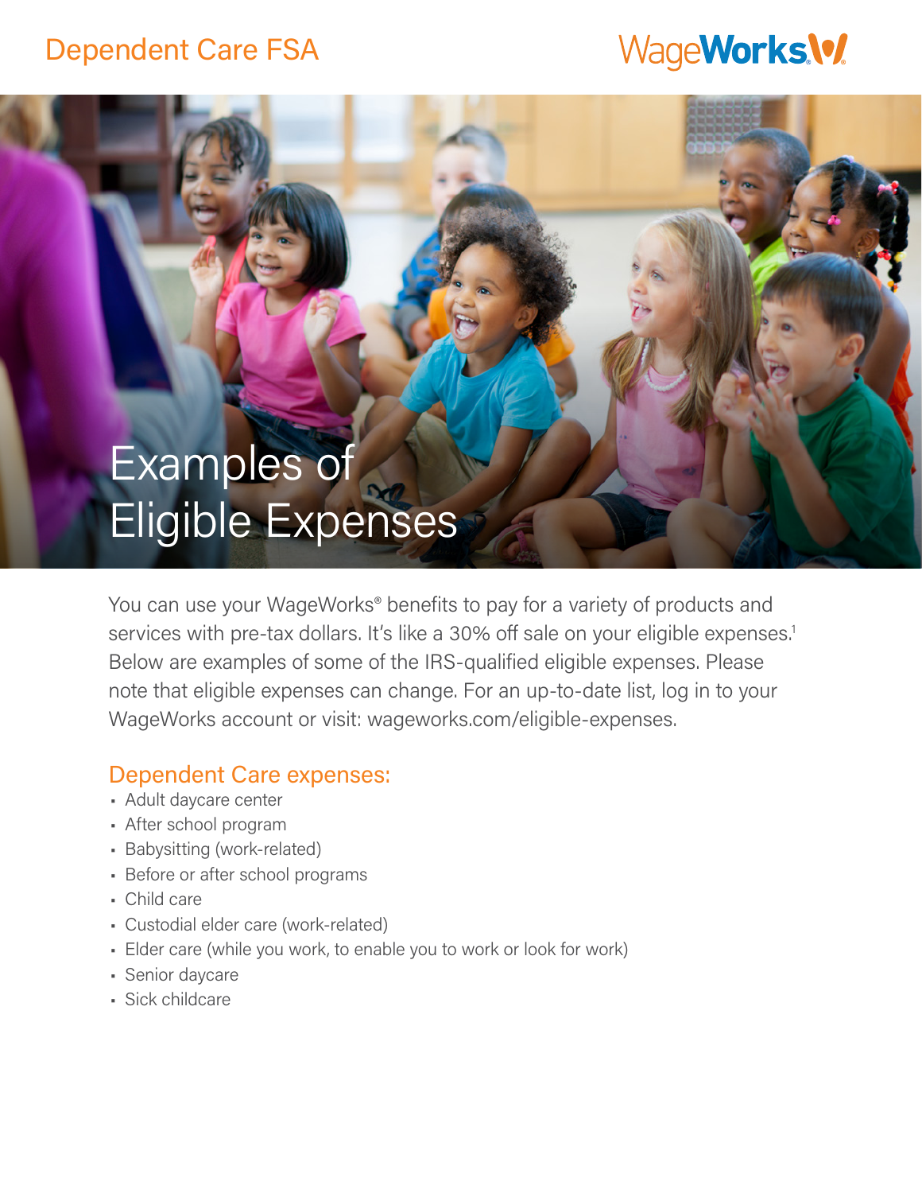Dependent Care FSA

WageWorks

# Examples of Eligible Expenses

You can use your WageWorks® benefits to pay for a variety of products and services with pre-tax dollars. It's like a 30% off sale on your eligible expenses.[1] Below are examples of some of the IRS-qualified eligible expenses. Please note that eligible expenses can change. For an up-to-date list, log in to your WageWorks account or visit: wageworks.com/eligible-expenses.

## Dependent Care expenses:

- Adult daycare center
- After school program
- Babysitting (work-related)
- Before or after school programs
- Child care
- Custodial elder care (work-related)
- Elder care (while you work, to enable you to work or look for work)
- Senior daycare
- Sick childcare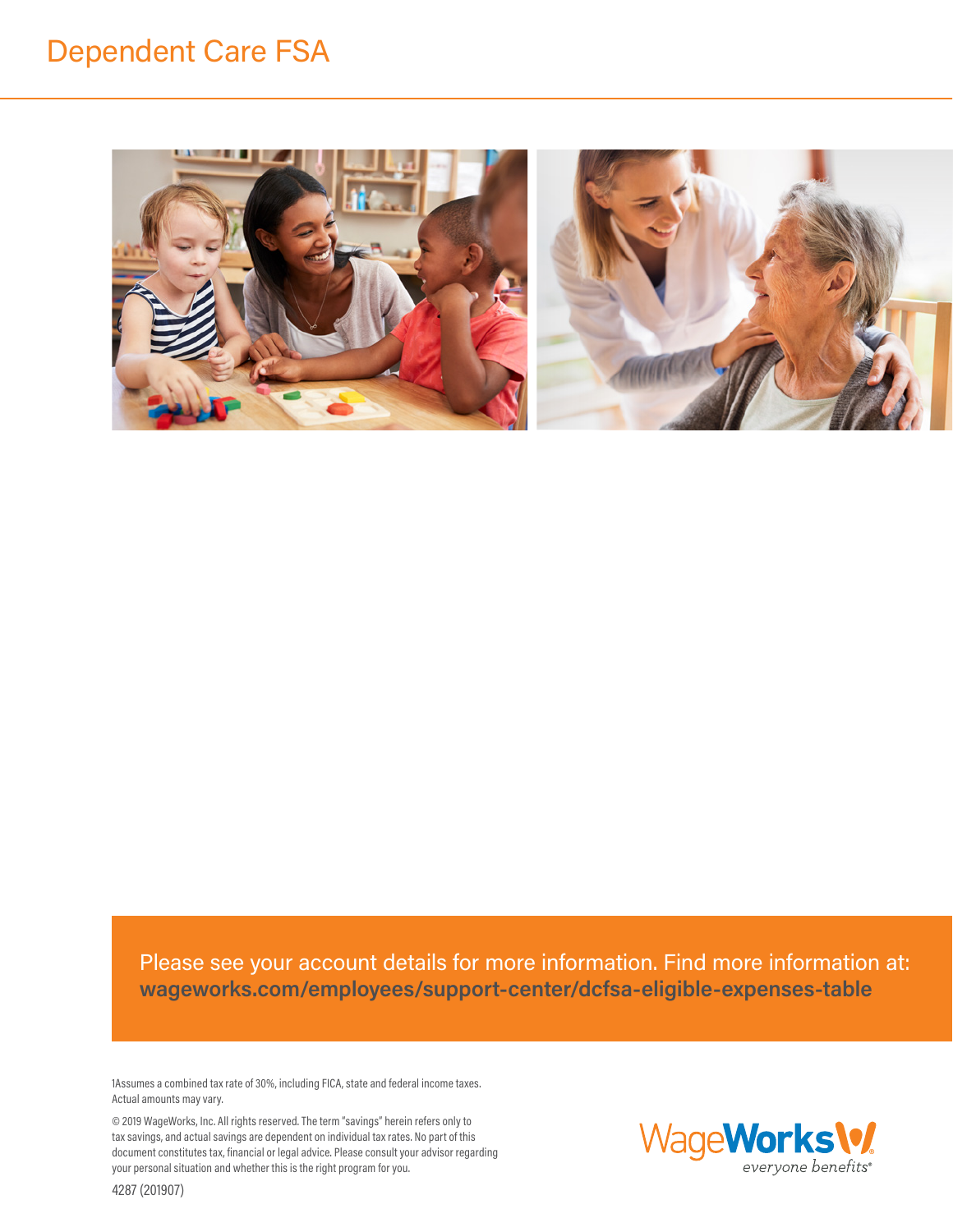# Dependent Care FSA

Please see your account details for more information. Find more information at:
**wageworks.com/employees/support-center/dcfsa-eligible-expenses-table**

[1]Assumes a combined tax rate of 30%, including FICA, state and federal income taxes. Actual amounts may vary.

© 2019 WageWorks, Inc. All rights reserved. The term "savings" herein refers only to tax savings, and actual savings are dependent on individual tax rates. No part of this document constitutes tax, financial or legal advice. Please consult your advisor regarding your personal situation and whether this is the right program for you.

4287 (201907)

WageWorks
*everyone benefits*®